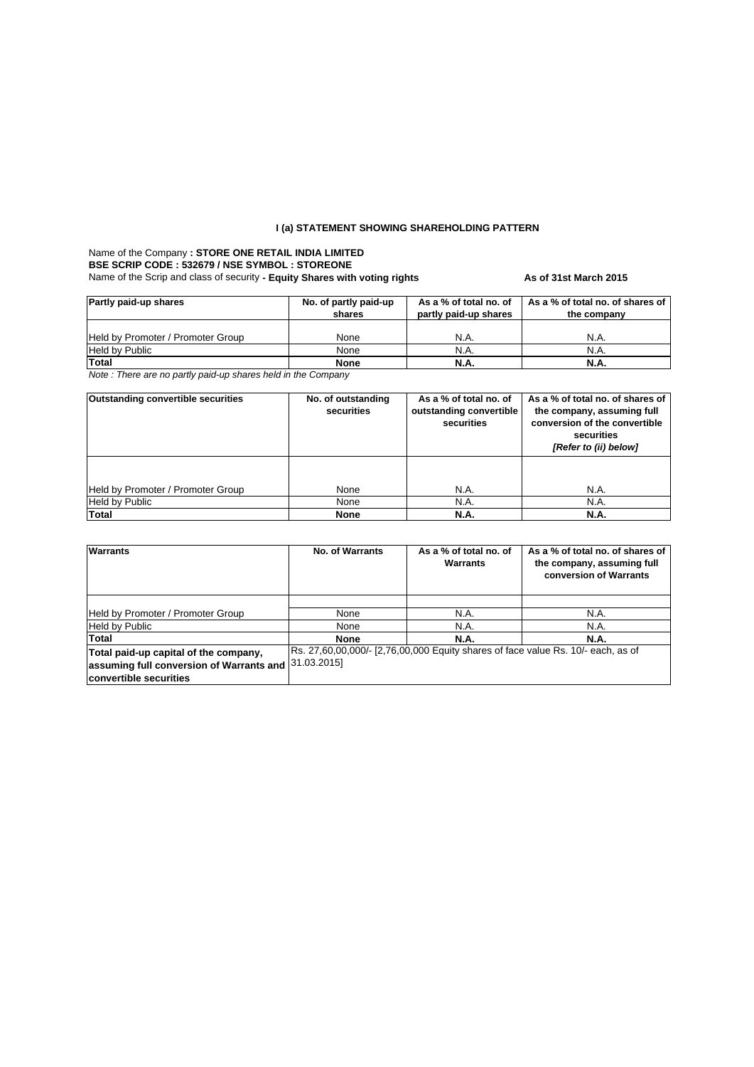## I (a) STATEMENT SHOWING SHAREHOLDING PATTERN

Name of the Company **: STORE ONE RETAIL INDIA LIMITED**
**BSE SCRIP CODE : 532679 / NSE SYMBOL : STOREONE**
Name of the Scrip and class of security **- Equity Shares with voting rights** **As of 31st March 2015**

| Partly paid-up shares | No. of partly paid-up shares | As a % of total no. of partly paid-up shares | As a % of total no. of shares of the company |
|---|---|---|---|
| Held by Promoter / Promoter Group | None | N.A. | N.A. |
| Held by Public | None | N.A. | N.A. |
| **Total** | **None** | **N.A.** | **N.A.** |

*Note : There are no partly paid-up shares held in the Company*

| Outstanding convertible securities | No. of outstanding securities | As a % of total no. of outstanding convertible securities | As a % of total no. of shares of the company, assuming full conversion of the convertible securities *[Refer to (ii) below]* |
|---|---|---|---|
| Held by Promoter / Promoter Group | None | N.A. | N.A. |
| Held by Public | None | N.A. | N.A. |
| **Total** | **None** | **N.A.** | **N.A.** |

| Warrants | No. of Warrants | As a % of total no. of Warrants | As a % of total no. of shares of the company, assuming full conversion of Warrants |
|---|---|---|---|
| Held by Promoter / Promoter Group | None | N.A. | N.A. |
| Held by Public | None | N.A. | N.A. |
| **Total** | **None** | **N.A.** | **N.A.** |
| **Total paid-up capital of the company, assuming full conversion of Warrants and convertible securities** | Rs. 27,60,00,000/- [2,76,00,000 Equity shares of face value Rs. 10/- each, as of 31.03.2015] | | |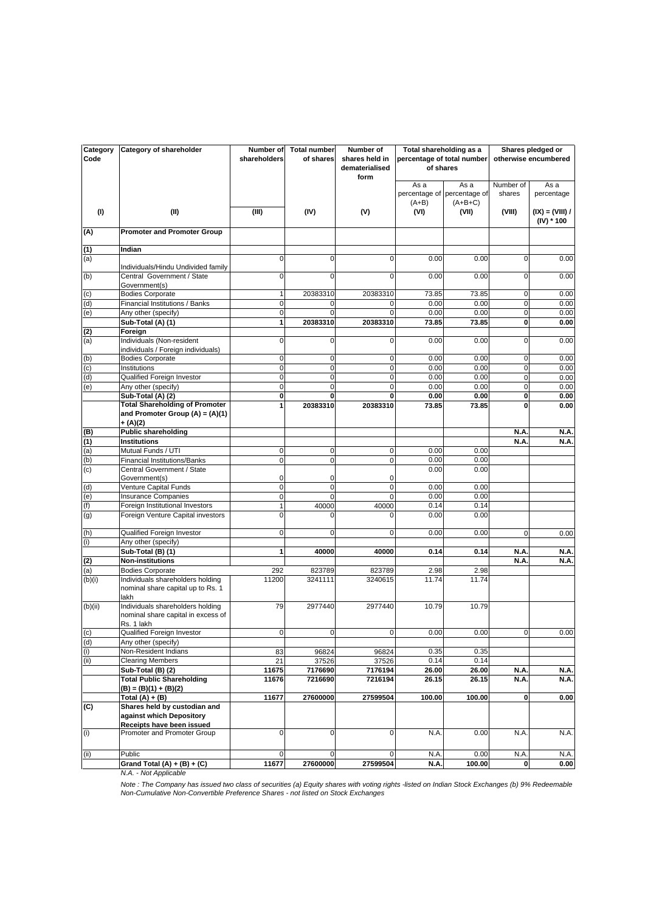| Category Code | Category of shareholder | Number of shareholders | Total number of shares | Number of shares held in dematerialised form | Total shareholding as a percentage of total number of shares | | Shares pledged or otherwise encumbered | |
|---|---|---|---|---|---|---|---|---|
| | | | | | As a percentage of (A+B) | As a percentage of (A+B+C) | Number of shares | As a percentage |
| (I) | (II) | (III) | (IV) | (V) | (VI) | (VII) | (VIII) | (IX) = (VIII) / (IV) * 100 |
| **(A)** | **Promoter and Promoter Group** | | | | | | | |
| **(1)** | **Indian** | | | | | | | |
| (a) | Individuals/Hindu Undivided family | 0 | 0 | 0 | 0.00 | 0.00 | 0 | 0.00 |
| (b) | Central Government / State Government(s) | 0 | 0 | 0 | 0.00 | 0.00 | 0 | 0.00 |
| (c) | Bodies Corporate | 1 | 20383310 | 20383310 | 73.85 | 73.85 | 0 | 0.00 |
| (d) | Financial Institutions / Banks | 0 | 0 | 0 | 0.00 | 0.00 | 0 | 0.00 |
| (e) | Any other (specify) | 0 | 0 | 0 | 0.00 | 0.00 | 0 | 0.00 |
| | **Sub-Total (A) (1)** | **1** | **20383310** | **20383310** | **73.85** | **73.85** | **0** | **0.00** |
| **(2)** | **Foreign** | | | | | | | |
| (a) | Individuals (Non-resident individuals / Foreign individuals) | 0 | 0 | 0 | 0.00 | 0.00 | 0 | 0.00 |
| (b) | Bodies Corporate | 0 | 0 | 0 | 0.00 | 0.00 | 0 | 0.00 |
| (c) | Institutions | 0 | 0 | 0 | 0.00 | 0.00 | 0 | 0.00 |
| (d) | Qualified Foreign Investor | 0 | 0 | 0 | 0.00 | 0.00 | 0 | 0.00 |
| (e) | Any other (specify) | 0 | 0 | 0 | 0.00 | 0.00 | 0 | 0.00 |
| | **Sub-Total (A) (2)** | **0** | **0** | **0** | **0.00** | **0.00** | **0** | **0.00** |
| | **Total Shareholding of Promoter and Promoter Group (A) = (A)(1) + (A)(2)** | **1** | **20383310** | **20383310** | **73.85** | **73.85** | **0** | **0.00** |
| **(B)** | **Public shareholding** | | | | | | **N.A.** | **N.A.** |
| **(1)** | **Institutions** | | | | | | **N.A.** | **N.A.** |
| (a) | Mutual Funds / UTI | 0 | 0 | 0 | 0.00 | 0.00 | | |
| (b) | Financial Institutions/Banks | 0 | 0 | 0 | 0.00 | 0.00 | | |
| (c) | Central Government / State Government(s) | 0 | 0 | 0 | 0.00 | 0.00 | | |
| (d) | Venture Capital Funds | 0 | 0 | 0 | 0.00 | 0.00 | | |
| (e) | Insurance Companies | 0 | 0 | 0 | 0.00 | 0.00 | | |
| (f) | Foreign Institutional Investors | 1 | 40000 | 40000 | 0.14 | 0.14 | | |
| (g) | Foreign Venture Capital investors | 0 | 0 | 0 | 0.00 | 0.00 | | |
| (h) | Qualified Foreign Investor | 0 | 0 | 0 | 0.00 | 0.00 | 0 | 0.00 |
| (i) | Any other (specify) | | | | | | | |
| | **Sub-Total (B) (1)** | **1** | **40000** | **40000** | **0.14** | **0.14** | **N.A.** | **N.A.** |
| **(2)** | **Non-institutions** | | | | | | **N.A.** | **N.A.** |
| (a) | Bodies Corporate | 292 | 823789 | 823789 | 2.98 | 2.98 | | |
| (b)(i) | Individuals shareholders holding nominal share capital up to Rs. 1 lakh | 11200 | 3241111 | 3240615 | 11.74 | 11.74 | | |
| (b)(ii) | Individuals shareholders holding nominal share capital in excess of Rs. 1 lakh | 79 | 2977440 | 2977440 | 10.79 | 10.79 | | |
| (c) | Qualified Foreign Investor | 0 | 0 | 0 | 0.00 | 0.00 | 0 | 0.00 |
| (d) | Any other (specify) | | | | | | | |
| (i) | Non-Resident Indians | 83 | 96824 | 96824 | 0.35 | 0.35 | | |
| (ii) | Clearing Members | 21 | 37526 | 37526 | 0.14 | 0.14 | | |
| | **Sub-Total (B) (2)** | **11675** | **7176690** | **7176194** | **26.00** | **26.00** | **N.A.** | **N.A.** |
| | **Total Public Shareholding (B) = (B)(1) + (B)(2)** | **11676** | **7216690** | **7216194** | **26.15** | **26.15** | **N.A.** | **N.A.** |
| | **Total (A) + (B)** | **11677** | **27600000** | **27599504** | **100.00** | **100.00** | **0** | **0.00** |
| **(C)** | **Shares held by custodian and against which Depository Receipts have been issued** | | | | | | | |
| (i) | Promoter and Promoter Group | 0 | 0 | 0 | N.A. | 0.00 | N.A. | N.A. |
| (ii) | Public | 0 | 0 | 0 | N.A. | 0.00 | N.A. | N.A. |
| | **Grand Total (A) + (B) + (C)** | **11677** | **27600000** | **27599504** | **N.A.** | **100.00** | **0** | **0.00** |

*N.A. - Not Applicable*

*Note : The Company has issued two class of securities (a) Equity shares with voting rights -listed on Indian Stock Exchanges (b) 9% Redeemable Non-Cumulative Non-Convertible Preference Shares - not listed on Stock Exchanges*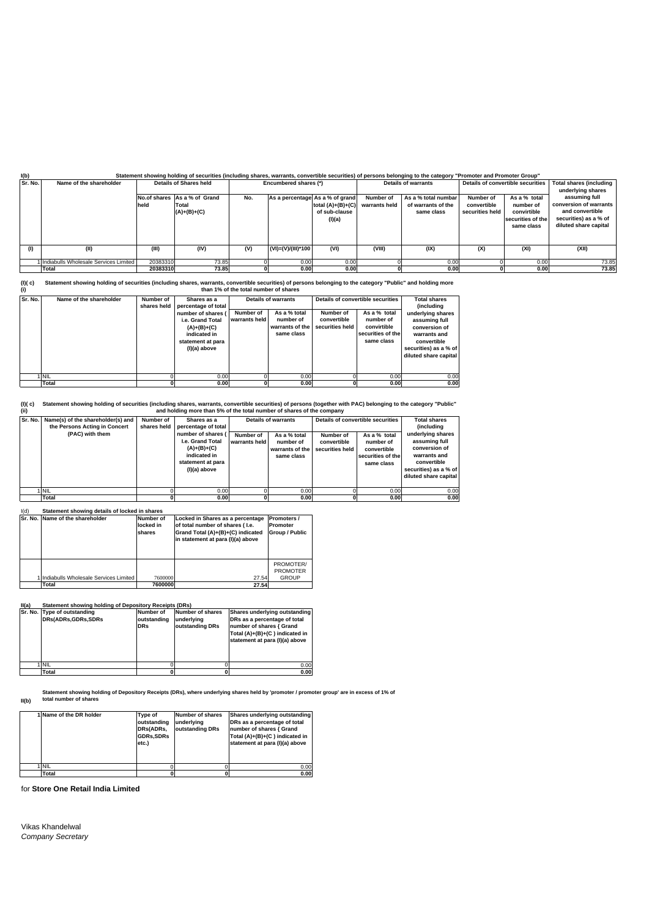**I(b) Statement showing holding of securities (including shares, warrants, convertible securities) of persons belonging to the category "Promoter and Promoter Group"**

| Sr. No. | Name of the shareholder | Details of Shares held | | Encumbered shares (*) | | | Details of warrants | | Details of convertible securities | | Total shares (including underlying shares assuming full conversion of warrants and convertible securities) as a % of diluted share capital |
|---|---|---|---|---|---|---|---|---|---|---|---|
| | | No.of shares held | As a % of Grand Total (A)+(B)+(C) | No. | As a percentage | As a % of grand total (A)+(B)+(C) of sub-clause (I)(a) | Number of warrants held | As a % total numbar of warrants of the same class | Number of convertible securities held | As a % total number of convirtible securities of the same class | |
| (I) | (II) | (III) | (IV) | (V) | (VI)=(V)/(III)*100 | (VI) | (VIII) | (IX) | (X) | (XI) | (XII) |
| 1 | Indiabulls Wholesale Services Limited | 20383310 | 73.85 | 0 | 0.00 | 0.00 | 0 | 0.00 | 0 | 0.00 | 73.85 |
| | **Total** | **20383310** | **73.85** | **0** | **0.00** | **0.00** | **0** | **0.00** | **0** | **0.00** | **73.85** |

**(I)( c) (i) Statement showing holding of securities (including shares, warrants, convertible securities) of persons belonging to the category "Public" and holding more than 1% of the total number of shares**

| Sr. No. | Name of the shareholder | Number of shares held | Shares as a percentage of total number of shares ( i.e. Grand Total (A)+(B)+(C) indicated in statement at para (I)(a) above | Details of warrants | | Details of convertible securities | | Total shares (including underlying shares assuming full conversion of warrants and convertible securities) as a % of diluted share capital |
|---|---|---|---|---|---|---|---|---|
| | | | | Number of warrants held | As a % total number of warrants of the same class | Number of convertible securities held | As a % total number of convertible securities of the same class | |
| 1 | NIL | 0 | 0.00 | 0 | 0.00 | 0 | 0.00 | 0.00 |
| | **Total** | **0** | **0.00** | **0** | **0.00** | **0** | **0.00** | **0.00** |

**(I)( c) (ii) Statement showing holding of securities (including shares, warrants, convertible securities) of persons (together with PAC) belonging to the category "Public" and holding more than 5% of the total number of shares of the company**

| Sr. No. | Name(s) of the shareholder(s) and the Persons Acting in Concert (PAC) with them | Number of shares held | Shares as a percentage of total number of shares ( i.e. Grand Total (A)+(B)+(C) indicated in statement at para (I)(a) above | Details of warrants | | Details of convertible securities | | Total shares (including underlying shares assuming full conversion of warrants and convertible securities) as a % of diluted share capital |
|---|---|---|---|---|---|---|---|---|
| | | | | Number of warrants held | As a % total number of warrants of the same class | Number of convertible securities held | As a % total number of convertible securities of the same class | |
| 1 | NIL | 0 | 0.00 | 0 | 0.00 | 0 | 0.00 | 0.00 |
| | **Total** | **0** | **0.00** | **0** | **0.00** | **0** | **0.00** | **0.00** |

**I(d) Statement showing details of locked in shares**

| Sr. No. | Name of the shareholder | Number of locked in shares | Locked in Shares as a percentage of total number of shares ( I.e. Grand Total (A)+(B)+(C) indicated in statement at para (I)(a) above | Promoters / Promoter Group / Public |
|---|---|---|---|---|
| 1 | Indiabulls Wholesale Services Limited | 7600000 | 27.54 | PROMOTER/ PROMOTER GROUP |
| | **Total** | **7600000** | **27.54** | |

**II(a) Statement showing holding of Depository Receipts (DRs)**

| Sr. No. | Type of outstanding DRs(ADRs,GDRs,SDRs | Number of outstanding DRs | Number of shares underlying outstanding DRs | Shares underlying outstanding DRs as a percentage of total number of shares { Grand Total (A)+(B)+(C ) indicated in statement at para (I)(a) above |
|---|---|---|---|---|
| 1 | NIL | 0 | 0 | 0.00 |
| | **Total** | **0** | **0** | **0.00** |

**II(b) Statement showing holding of Depository Receipts (DRs), where underlying shares held by 'promoter / promoter group' are in excess of 1% of total number of shares**

| 1 | Name of the DR holder | Type of outstanding DRs(ADRs, GDRs,SDRs etc.) | Number of shares underlying outstanding DRs | Shares underlying outstanding DRs as a percentage of total number of shares { Grand Total (A)+(B)+(C ) indicated in statement at para (I)(a) above |
|---|---|---|---|---|
| 1 | NIL | 0 | 0 | 0.00 |
| | **Total** | **0** | **0** | **0.00** |

for **Store One Retail India Limited**

Vikas Khandelwal
*Company Secretary*